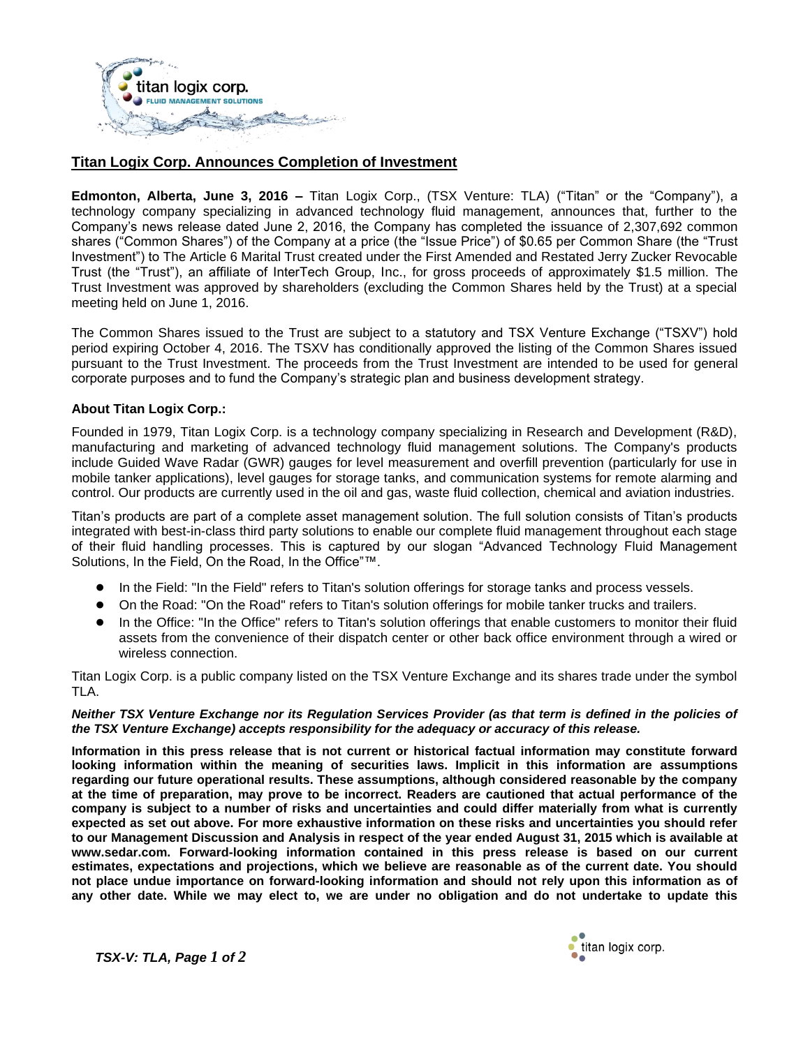# Titan Logix Corp. Announces Completion of Investment

**Edmonton, Alberta, June 3, 2016 –** Titan Logix Corp., (TSX Venture: TLA) ("Titan" or the "Company"), a technology company specializing in advanced technology fluid management, announces that, further to the Company's news release dated June 2, 2016, the Company has completed the issuance of 2,307,692 common shares ("Common Shares") of the Company at a price (the "Issue Price") of $0.65 per Common Share (the "Trust Investment") to The Article 6 Marital Trust created under the First Amended and Restated Jerry Zucker Revocable Trust (the "Trust"), an affiliate of InterTech Group, Inc., for gross proceeds of approximately $1.5 million. The Trust Investment was approved by shareholders (excluding the Common Shares held by the Trust) at a special meeting held on June 1, 2016.

The Common Shares issued to the Trust are subject to a statutory and TSX Venture Exchange ("TSXV") hold period expiring October 4, 2016. The TSXV has conditionally approved the listing of the Common Shares issued pursuant to the Trust Investment. The proceeds from the Trust Investment are intended to be used for general corporate purposes and to fund the Company's strategic plan and business development strategy.

**About Titan Logix Corp.:**

Founded in 1979, Titan Logix Corp. is a technology company specializing in Research and Development (R&D), manufacturing and marketing of advanced technology fluid management solutions. The Company's products include Guided Wave Radar (GWR) gauges for level measurement and overfill prevention (particularly for use in mobile tanker applications), level gauges for storage tanks, and communication systems for remote alarming and control. Our products are currently used in the oil and gas, waste fluid collection, chemical and aviation industries.

Titan's products are part of a complete asset management solution. The full solution consists of Titan's products integrated with best-in-class third party solutions to enable our complete fluid management throughout each stage of their fluid handling processes. This is captured by our slogan "Advanced Technology Fluid Management Solutions, In the Field, On the Road, In the Office"™.

- In the Field: "In the Field" refers to Titan's solution offerings for storage tanks and process vessels.
- On the Road: "On the Road" refers to Titan's solution offerings for mobile tanker trucks and trailers.
- In the Office: "In the Office" refers to Titan's solution offerings that enable customers to monitor their fluid assets from the convenience of their dispatch center or other back office environment through a wired or wireless connection.

Titan Logix Corp. is a public company listed on the TSX Venture Exchange and its shares trade under the symbol TLA.

***Neither TSX Venture Exchange nor its Regulation Services Provider (as that term is defined in the policies of the TSX Venture Exchange) accepts responsibility for the adequacy or accuracy of this release.***

**Information in this press release that is not current or historical factual information may constitute forward looking information within the meaning of securities laws. Implicit in this information are assumptions regarding our future operational results. These assumptions, although considered reasonable by the company at the time of preparation, may prove to be incorrect. Readers are cautioned that actual performance of the company is subject to a number of risks and uncertainties and could differ materially from what is currently expected as set out above. For more exhaustive information on these risks and uncertainties you should refer to our Management Discussion and Analysis in respect of the year ended August 31, 2015 which is available at www.sedar.com. Forward-looking information contained in this press release is based on our current estimates, expectations and projections, which we believe are reasonable as of the current date. You should not place undue importance on forward-looking information and should not rely upon this information as of any other date. While we may elect to, we are under no obligation and do not undertake to update this**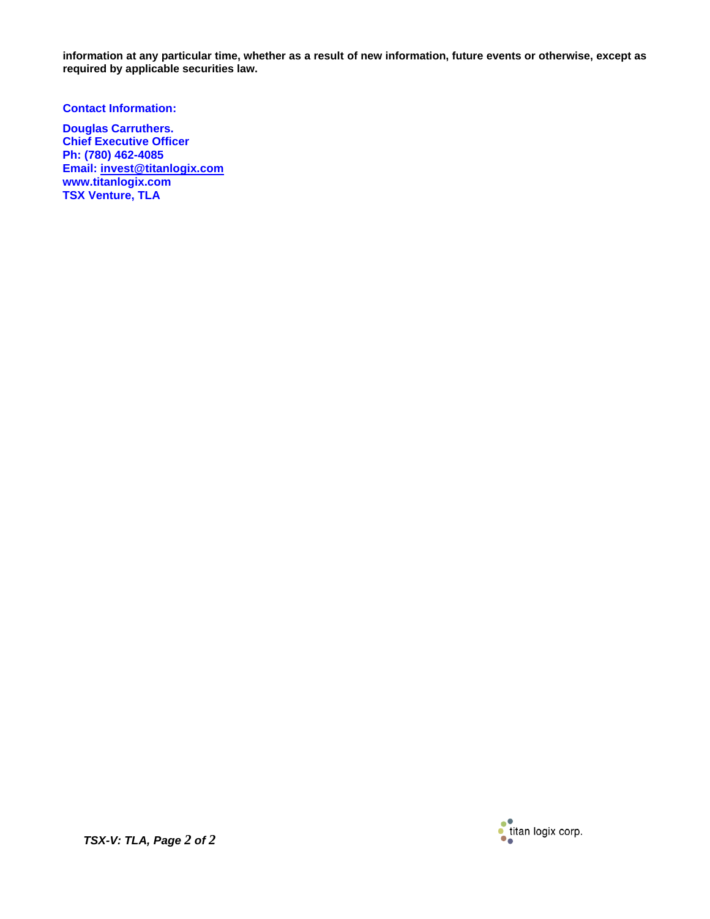**information at any particular time, whether as a result of new information, future events or otherwise, except as required by applicable securities law.**

**Contact Information:**

**Douglas Carruthers.**
**Chief Executive Officer**
**Ph: (780) 462-4085**
**Email: invest@titanlogix.com**
**www.titanlogix.com**
**TSX Venture, TLA**